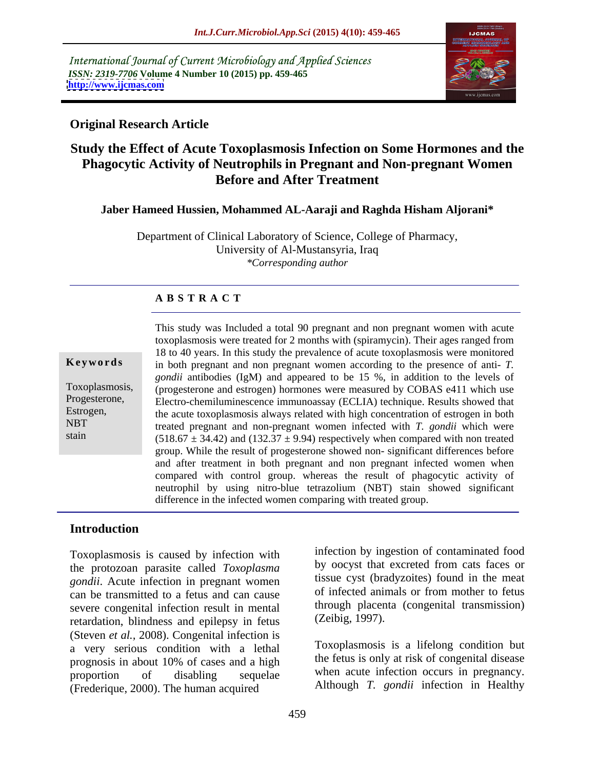International Journal of Current Microbiology and Applied Sciences
*ISSN: 2319-7706* **Volume 4 Number 10 (2015) pp. 459-465**
**http://www.ijcmas.com**

**Original Research Article**

# Study the Effect of Acute Toxoplasmosis Infection on Some Hormones and the Phagocytic Activity of Neutrophils in Pregnant and Non-pregnant Women Before and After Treatment

**Jaber Hameed Hussien, Mohammed AL-Aaraji and Raghda Hisham Aljorani***

Department of Clinical Laboratory of Science, College of Pharmacy, University of Al-Mustansyria, Iraq
*\*Corresponding author*

## A B S T R A C T

**Keywords**

Toxoplasmosis, Progesterone, Estrogen, NBT stain

This study was Included a total 90 pregnant and non pregnant women with acute toxoplasmosis were treated for 2 months with (spiramycin). Their ages ranged from 18 to 40 years. In this study the prevalence of acute toxoplasmosis were monitored in both pregnant and non pregnant women according to the presence of anti- *T. gondii* antibodies (IgM) and appeared to be 15 %, in addition to the levels of (progesterone and estrogen) hormones were measured by COBAS e411 which use Electro-chemiluminescence immunoassay (ECLIA) technique. Results showed that the acute toxoplasmosis always related with high concentration of estrogen in both treated pregnant and non-pregnant women infected with *T. gondii* which were ($518.67 \pm 34.42$) and ($132.37 \pm 9.94$) respectively when compared with non treated group. While the result of progesterone showed non- significant differences before and after treatment in both pregnant and non pregnant infected women when compared with control group. whereas the result of phagocytic activity of neutrophil by using nitro-blue tetrazolium (NBT) stain showed significant difference in the infected women comparing with treated group.

## Introduction

Toxoplasmosis is caused by infection with the protozoan parasite called *Toxoplasma gondii*. Acute infection in pregnant women can be transmitted to a fetus and can cause severe congenital infection result in mental retardation, blindness and epilepsy in fetus (Steven *et al.,* 2008). Congenital infection is a very serious condition with a lethal prognosis in about 10% of cases and a high proportion of disabling sequelae (Frederique, 2000). The human acquired infection by ingestion of contaminated food by oocyst that excreted from cats faces or tissue cyst (bradyzoites) found in the meat of infected animals or from mother to fetus through placenta (congenital transmission) (Zeibig, 1997).

Toxoplasmosis is a lifelong condition but the fetus is only at risk of congenital disease when acute infection occurs in pregnancy. Although *T. gondii* infection in Healthy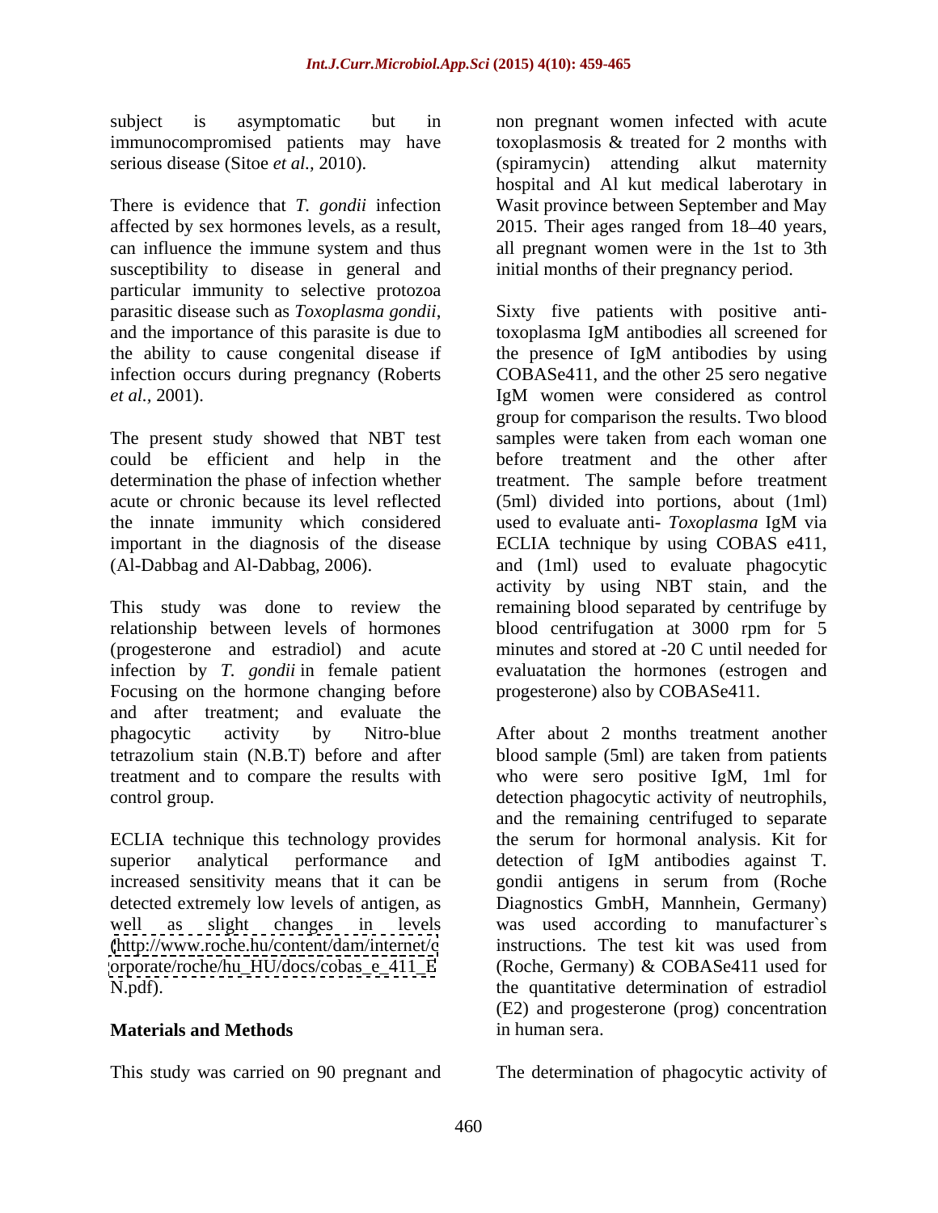subject is asymptomatic but in immunocompromised patients may have serious disease (Sitoe *et al.,* 2010).

There is evidence that *T. gondii* infection affected by sex hormones levels, as a result, can influence the immune system and thus susceptibility to disease in general and particular immunity to selective protozoa parasitic disease such as *Toxoplasma gondii*, and the importance of this parasite is due to the ability to cause congenital disease if infection occurs during pregnancy (Roberts *et al.,* 2001).

The present study showed that NBT test could be efficient and help in the determination the phase of infection whether acute or chronic because its level reflected the innate immunity which considered important in the diagnosis of the disease (Al-Dabbag and Al-Dabbag, 2006).

This study was done to review the relationship between levels of hormones (progesterone and estradiol) and acute infection by *T. gondii* in female patient Focusing on the hormone changing before and after treatment; and evaluate the phagocytic activity by Nitro-blue tetrazolium stain (N.B.T) before and after treatment and to compare the results with control group.

ECLIA technique this technology provides superior analytical performance and increased sensitivity means that it can be detected extremely low levels of antigen, as well as slight changes in levels (http://www.roche.hu/content/dam/internet/corporate/roche/hu_HU/docs/cobas_e_411_EN.pdf).

## Materials and Methods

This study was carried on 90 pregnant and non pregnant women infected with acute toxoplasmosis & treated for 2 months with (spiramycin) attending alkut maternity hospital and Al kut medical laberotary in Wasit province between September and May 2015. Their ages ranged from 18–40 years, all pregnant women were in the 1st to 3th initial months of their pregnancy period.

Sixty five patients with positive anti-toxoplasma IgM antibodies all screened for the presence of IgM antibodies by using COBASe411, and the other 25 sero negative IgM women were considered as control group for comparison the results. Two blood samples were taken from each woman one before treatment and the other after treatment. The sample before treatment (5ml) divided into portions, about (1ml) used to evaluate anti- *Toxoplasma* IgM via ECLIA technique by using COBAS e411, and (1ml) used to evaluate phagocytic activity by using NBT stain, and the remaining blood separated by centrifuge by blood centrifugation at 3000 rpm for 5 minutes and stored at -20 C until needed for evaluatation the hormones (estrogen and progesterone) also by COBASe411.

After about 2 months treatment another blood sample (5ml) are taken from patients who were sero positive IgM, 1ml for detection phagocytic activity of neutrophils, and the remaining centrifuged to separate the serum for hormonal analysis. Kit for detection of IgM antibodies against T. gondii antigens in serum from (Roche Diagnostics GmbH, Mannhein, Germany) was used according to manufacturer`s instructions. The test kit was used from (Roche, Germany) & COBASe411 used for the quantitative determination of estradiol (E2) and progesterone (prog) concentration in human sera.

The determination of phagocytic activity of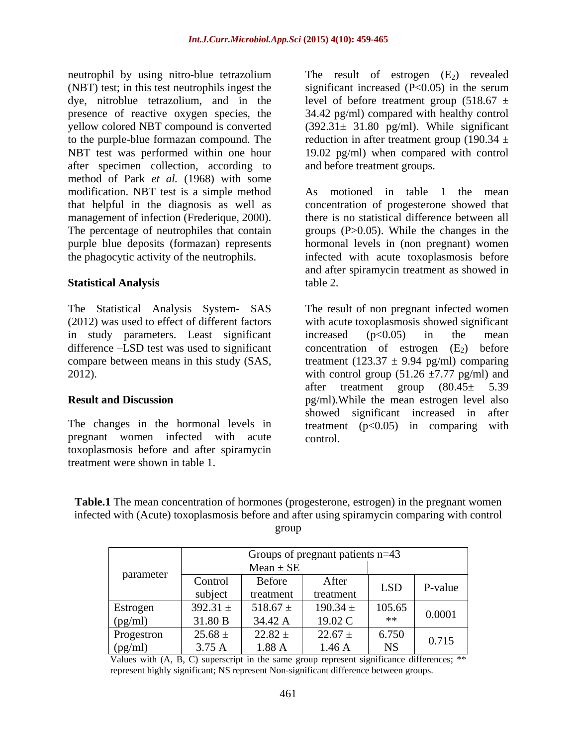neutrophil by using nitro-blue tetrazolium (NBT) test; in this test neutrophils ingest the dye, nitroblue tetrazolium, and in the presence of reactive oxygen species, the yellow colored NBT compound is converted to the purple-blue formazan compound. The NBT test was performed within one hour after specimen collection, according to method of Park *et al.* (1968) with some modification. NBT test is a simple method that helpful in the diagnosis as well as management of infection (Frederique, 2000). The percentage of neutrophiles that contain purple blue deposits (formazan) represents the phagocytic activity of the neutrophils.

## Statistical Analysis

The Statistical Analysis System- SAS (2012) was used to effect of different factors in study parameters. Least significant difference –LSD test was used to significant compare between means in this study (SAS, 2012).

## Result and Discussion

The changes in the hormonal levels in pregnant women infected with acute toxoplasmosis before and after spiramycin treatment were shown in table 1.

The result of estrogen ($E_2$) revealed significant increased ($P<0.05$) in the serum level of before treatment group (518.67 ± 34.42 pg/ml) compared with healthy control (392.31± 31.80 pg/ml). While significant reduction in after treatment group (190.34 ± 19.02 pg/ml) when compared with control and before treatment groups.

As motioned in table 1 the mean concentration of progesterone showed that there is no statistical difference between all groups ($P>0.05$). While the changes in the hormonal levels in (non pregnant) women infected with acute toxoplasmosis before and after spiramycin treatment as showed in table 2.

The result of non pregnant infected women with acute toxoplasmosis showed significant increased ($p<0.05$) in the mean concentration of estrogen ($E_2$) before treatment (123.37 ± 9.94 pg/ml) comparing with control group (51.26 ±7.77 pg/ml) and after treatment group (80.45± 5.39 pg/ml).While the mean estrogen level also showed significant increased in after treatment ($p<0.05$) in comparing with control.

**Table.1** The mean concentration of hormones (progesterone, estrogen) in the pregnant women infected with (Acute) toxoplasmosis before and after using spiramycin comparing with control group

| parameter | Groups of pregnant patients n=43 | | | | |
|---|---|---|---|---|---|
| | Mean ± SE | | | | |
| | Control subject | Before treatment | After treatment | LSD | P-value |
| Estrogen (pg/ml) | 392.31 ± 31.80 B | 518.67 ± 34.42 A | 190.34 ± 19.02 C | 105.65 ** | 0.0001 |
| Progestron (pg/ml) | 25.68 ± 3.75 A | 22.82 ± 1.88 A | 22.67 ± 1.46 A | 6.750 NS | 0.715 |

Values with (A, B, C) superscript in the same group represent significance differences; ** represent highly significant; NS represent Non-significant difference between groups.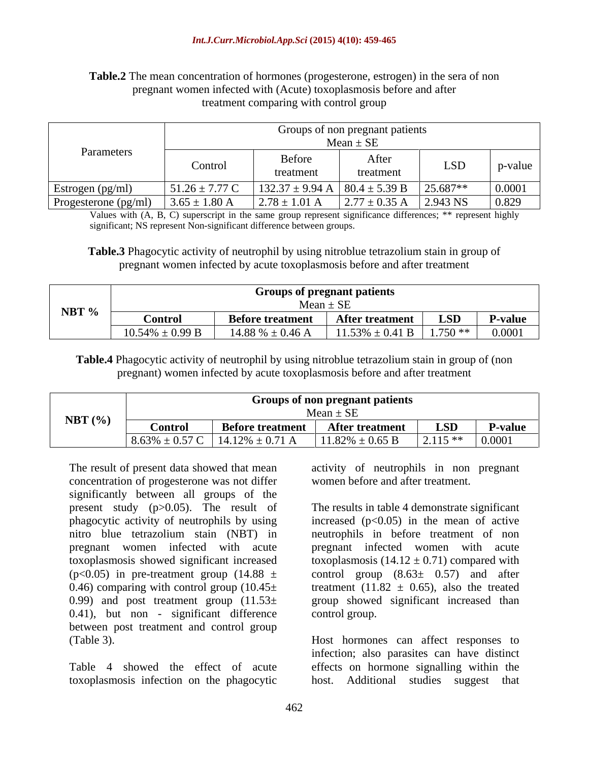**Table.2** The mean concentration of hormones (progesterone, estrogen) in the sera of non pregnant women infected with (Acute) toxoplasmosis before and after treatment comparing with control group

| Parameters | Groups of non pregnant patients Mean ± SE | | | | |
|---|---|---|---|---|---|
| | Control | Before treatment | After treatment | LSD | p-value |
| Estrogen (pg/ml) | 51.26 ± 7.77 C | 132.37 ± 9.94 A | 80.4 ± 5.39 B | 25.687** | 0.0001 |
| Progesterone (pg/ml) | 3.65 ± 1.80 A | 2.78 ± 1.01 A | 2.77 ± 0.35 A | 2.943 NS | 0.829 |

Values with (A, B, C) superscript in the same group represent significance differences; ** represent highly significant; NS represent Non-significant difference between groups.

**Table.3** Phagocytic activity of neutrophil by using nitroblue tetrazolium stain in group of pregnant women infected by acute toxoplasmosis before and after treatment

| NBT % | **Groups of pregnant patients** Mean ± SE | | | | |
|---|---|---|---|---|---|
| | **Control** | **Before treatment** | **After treatment** | **LSD** | **P-value** |
| | 10.54% ± 0.99 B | 14.88 % ± 0.46 A | 11.53% ± 0.41 B | 1.750 ** | 0.0001 |

**Table.4** Phagocytic activity of neutrophil by using nitroblue tetrazolium stain in group of (non pregnant) women infected by acute toxoplasmosis before and after treatment

| NBT (%) | **Groups of non pregnant patients** Mean ± SE | | | | |
|---|---|---|---|---|---|
| | **Control** | **Before treatment** | **After treatment** | **LSD** | **P-value** |
| | 8.63% ± 0.57 C | 14.12% ± 0.71 A | 11.82% ± 0.65 B | 2.115 ** | 0.0001 |

The result of present data showed that mean concentration of progesterone was not differ significantly between all groups of the present study ($p>0.05$). The result of phagocytic activity of neutrophils by using nitro blue tetrazolium stain (NBT) in pregnant women infected with acute toxoplasmosis showed significant increased ($p<0.05$) in pre-treatment group (14.88 ± 0.46) comparing with control group (10.45± 0.99) and post treatment group (11.53± 0.41), but non - significant difference between post treatment and control group (Table 3).

Table 4 showed the effect of acute toxoplasmosis infection on the phagocytic activity of neutrophils in non pregnant women before and after treatment.

The results in table 4 demonstrate significant increased ($p<0.05$) in the mean of active neutrophils in before treatment of non pregnant infected women with acute toxoplasmosis (14.12 ± 0.71) compared with control group (8.63± 0.57) and after treatment (11.82 ± 0.65), also the treated group showed significant increased than control group.

Host hormones can affect responses to infection; also parasites can have distinct effects on hormone signalling within the host. Additional studies suggest that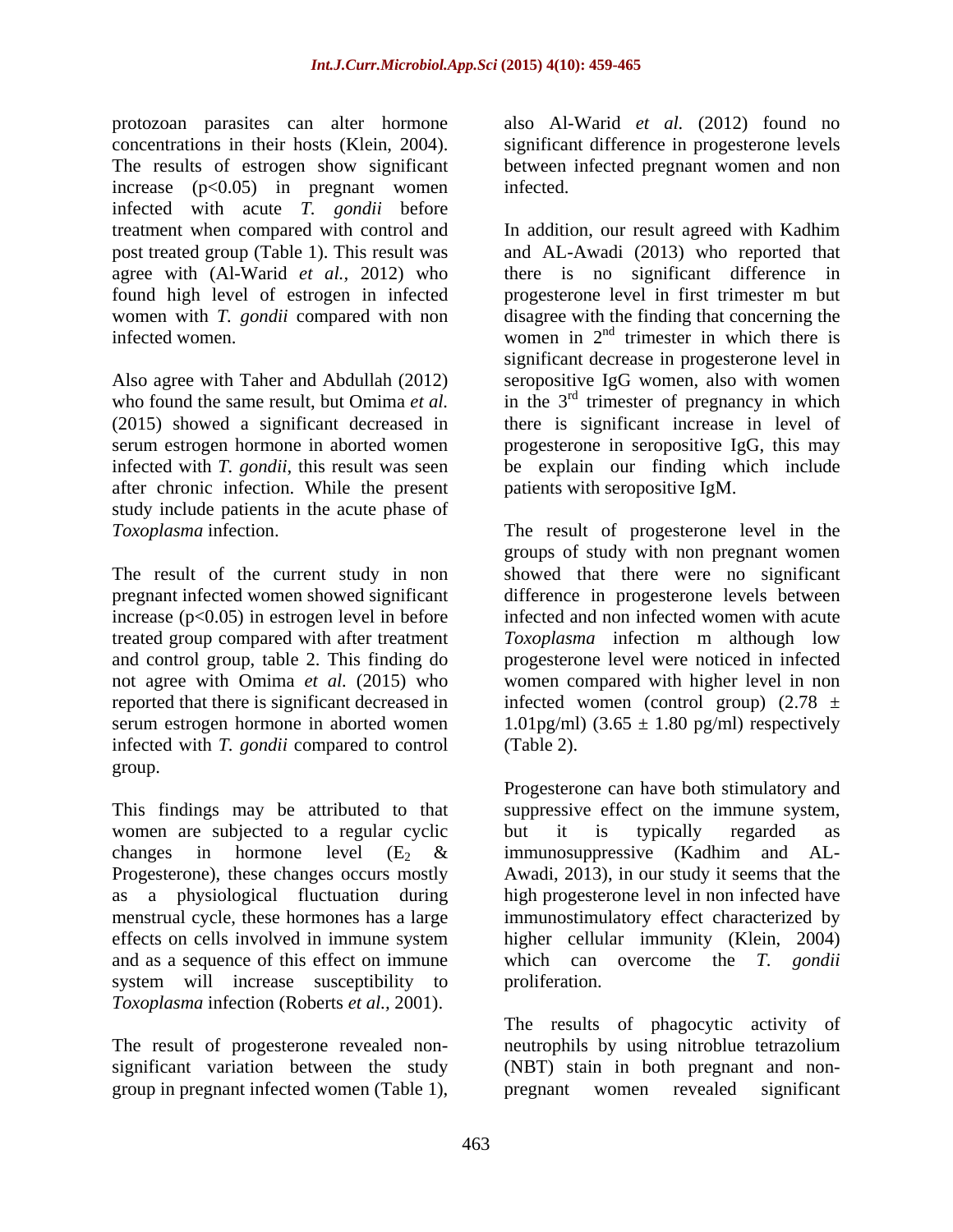protozoan parasites can alter hormone concentrations in their hosts (Klein, 2004). The results of estrogen show significant increase ($p<0.05$) in pregnant women infected with acute *T. gondii* before treatment when compared with control and post treated group (Table 1). This result was agree with (Al-Warid *et al.,* 2012) who found high level of estrogen in infected women with *T. gondii* compared with non infected women.

Also agree with Taher and Abdullah (2012) who found the same result, but Omima *et al.* (2015) showed a significant decreased in serum estrogen hormone in aborted women infected with *T. gondii*, this result was seen after chronic infection. While the present study include patients in the acute phase of *Toxoplasma* infection.

The result of the current study in non pregnant infected women showed significant increase ($p<0.05$) in estrogen level in before treated group compared with after treatment and control group, table 2. This finding do not agree with Omima *et al.* (2015) who reported that there is significant decreased in serum estrogen hormone in aborted women infected with *T. gondii* compared to control group.

This findings may be attributed to that women are subjected to a regular cyclic changes in hormone level ($E_2$ & Progesterone), these changes occurs mostly as a physiological fluctuation during menstrual cycle, these hormones has a large effects on cells involved in immune system and as a sequence of this effect on immune system will increase susceptibility to *Toxoplasma* infection (Roberts *et al.,* 2001).

The result of progesterone revealed non-significant variation between the study group in pregnant infected women (Table 1), also Al-Warid *et al.* (2012) found no significant difference in progesterone levels between infected pregnant women and non infected.

In addition, our result agreed with Kadhim and AL-Awadi (2013) who reported that there is no significant difference in progesterone level in first trimester m but disagree with the finding that concerning the women in $2^{nd}$ trimester in which there is significant decrease in progesterone level in seropositive IgG women, also with women in the $3^{rd}$ trimester of pregnancy in which there is significant increase in level of progesterone in seropositive IgG, this may be explain our finding which include patients with seropositive IgM.

The result of progesterone level in the groups of study with non pregnant women showed that there were no significant difference in progesterone levels between infected and non infected women with acute *Toxoplasma* infection m although low progesterone level were noticed in infected women compared with higher level in non infected women (control group) ($2.78 \pm 1.01$pg/ml) ($3.65 \pm 1.80$ pg/ml) respectively (Table 2).

Progesterone can have both stimulatory and suppressive effect on the immune system, but it is typically regarded as immunosuppressive (Kadhim and AL-Awadi, 2013), in our study it seems that the high progesterone level in non infected have immunostimulatory effect characterized by higher cellular immunity (Klein, 2004) which can overcome the *T. gondii* proliferation.

The results of phagocytic activity of neutrophils by using nitroblue tetrazolium (NBT) stain in both pregnant and non-pregnant women revealed significant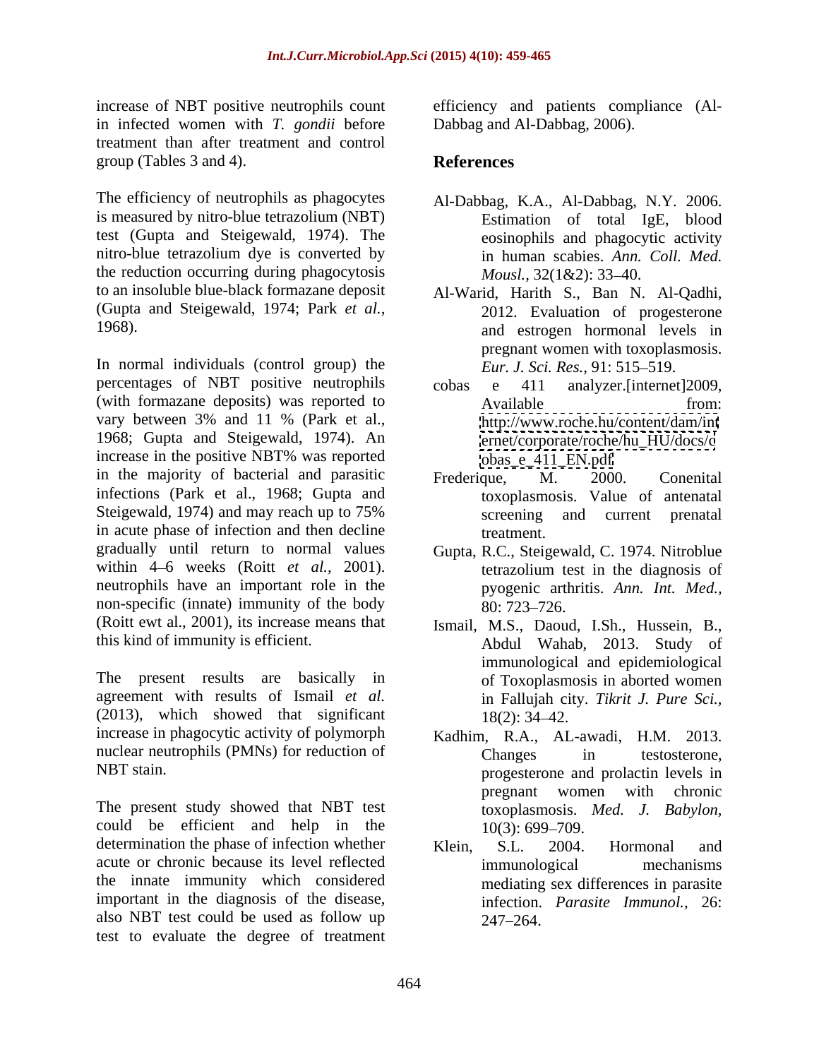increase of NBT positive neutrophils count in infected women with *T. gondii* before treatment than after treatment and control group (Tables 3 and 4).

The efficiency of neutrophils as phagocytes is measured by nitro-blue tetrazolium (NBT) test (Gupta and Steigewald, 1974). The nitro-blue tetrazolium dye is converted by the reduction occurring during phagocytosis to an insoluble blue-black formazane deposit (Gupta and Steigewald, 1974; Park *et al.*, 1968).

In normal individuals (control group) the percentages of NBT positive neutrophils (with formazane deposits) was reported to vary between 3% and 11 % (Park et al., 1968; Gupta and Steigewald, 1974). An increase in the positive NBT% was reported in the majority of bacterial and parasitic infections (Park et al., 1968; Gupta and Steigewald, 1974) and may reach up to 75% in acute phase of infection and then decline gradually until return to normal values within 4–6 weeks (Roitt *et al.*, 2001). neutrophils have an important role in the non-specific (innate) immunity of the body (Roitt ewt al., 2001), its increase means that this kind of immunity is efficient.

The present results are basically in agreement with results of Ismail *et al.* (2013), which showed that significant increase in phagocytic activity of polymorph nuclear neutrophils (PMNs) for reduction of NBT stain.

The present study showed that NBT test could be efficient and help in the determination the phase of infection whether acute or chronic because its level reflected the innate immunity which considered important in the diagnosis of the disease, also NBT test could be used as follow up test to evaluate the degree of treatment efficiency and patients compliance (Al-Dabbag and Al-Dabbag, 2006).

## References

Al-Dabbag, K.A., Al-Dabbag, N.Y. 2006. Estimation of total IgE, blood eosinophils and phagocytic activity in human scabies. *Ann. Coll. Med. Mousl.*, 32(1&2): 33–40.

Al-Warid, Harith S., Ban N. Al-Qadhi, 2012. Evaluation of progesterone and estrogen hormonal levels in pregnant women with toxoplasmosis. *Eur. J. Sci. Res.*, 91: 515–519.

cobas e 411 analyzer.[internet]2009, Available from: http://www.roche.hu/content/dam/internet/corporate/roche/hu_HU/docs/cobas_e_411_EN.pdf

Frederique, M. 2000. Conenital toxoplasmosis. Value of antenatal screening and current prenatal treatment.

Gupta, R.C., Steigewald, C. 1974. Nitroblue tetrazolium test in the diagnosis of pyogenic arthritis. *Ann. Int. Med.,* 80: 723–726.

Ismail, M.S., Daoud, I.Sh., Hussein, B., Abdul Wahab, 2013. Study of immunological and epidemiological of Toxoplasmosis in aborted women in Fallujah city. *Tikrit J. Pure Sci.,* 18(2): 34–42.

Kadhim, R.A., AL-awadi, H.M. 2013. Changes in testosterone, progesterone and prolactin levels in pregnant women with chronic toxoplasmosis. *Med. J. Babylon,* 10(3): 699–709.

Klein, S.L. 2004. Hormonal and immunological mechanisms mediating sex differences in parasite infection. *Parasite Immunol.,* 26: 247–264.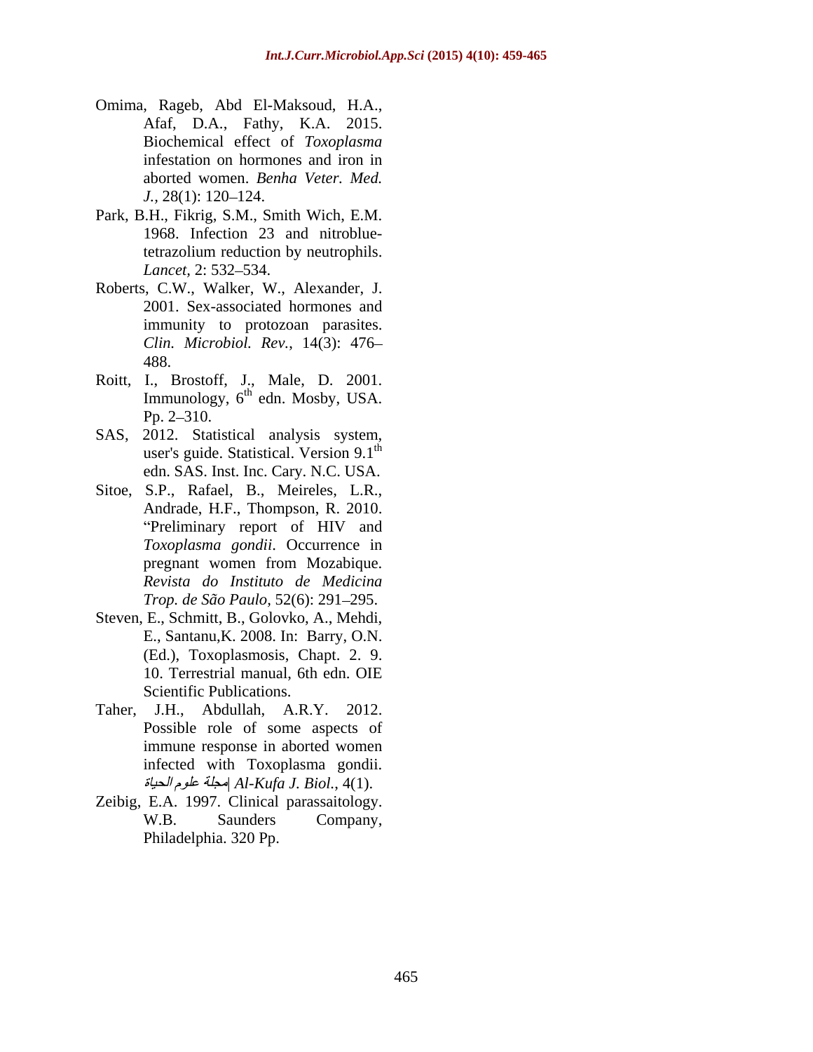Omima, Rageb, Abd El-Maksoud, H.A., Afaf, D.A., Fathy, K.A. 2015. Biochemical effect of *Toxoplasma* infestation on hormones and iron in aborted women. *Benha Veter. Med. J.,* 28(1): 120–124.

Park, B.H., Fikrig, S.M., Smith Wich, E.M. 1968. Infection 23 and nitroblue-tetrazolium reduction by neutrophils. *Lancet,* 2: 532–534.

Roberts, C.W., Walker, W., Alexander, J. 2001. Sex-associated hormones and immunity to protozoan parasites. *Clin. Microbiol. Rev.*, 14(3): 476–488.

Roitt, I., Brostoff, J., Male, D. 2001. Immunology, 6th edn. Mosby, USA. Pp. 2–310.

SAS, 2012. Statistical analysis system, user's guide. Statistical. Version 9.1th edn. SAS. Inst. Inc. Cary. N.C. USA.

Sitoe, S.P., Rafael, B., Meireles, L.R., Andrade, H.F., Thompson, R. 2010. "Preliminary report of HIV and *Toxoplasma gondii*. Occurrence in pregnant women from Mozabique. *Revista do Instituto de Medicina Trop. de São Paulo,* 52(6): 291–295.

Steven, E., Schmitt, B., Golovko, A., Mehdi, E., Santanu,K. 2008. In: Barry, O.N. (Ed.), Toxoplasmosis, Chapt. 2. 9. 10. Terrestrial manual, 6th edn. OIE Scientific Publications.

Taher, J.H., Abdullah, A.R.Y. 2012. Possible role of some aspects of immune response in aborted women infected with Toxoplasma gondii. مجلة علوم الحياة| *Al-Kufa J. Biol.*, 4(1).

Zeibig, E.A. 1997. Clinical parassaitology. W.B. Saunders Company, Philadelphia. 320 Pp.